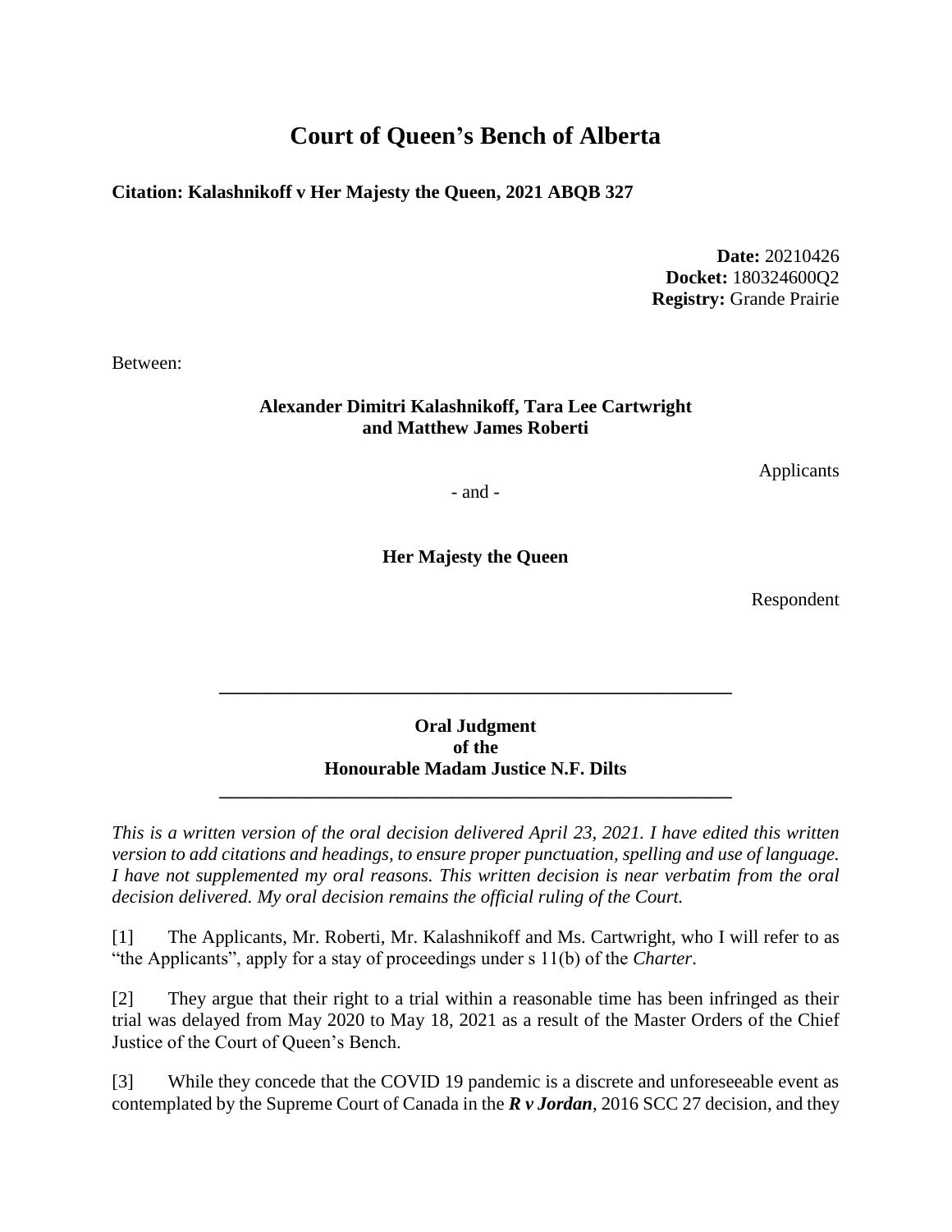# Court of Queen's Bench of Alberta

**Citation: Kalashnikoff v Her Majesty the Queen, 2021 ABQB 327**

**Date:** 20210426
**Docket:** 180324600Q2
**Registry:** Grande Prairie

Between:

**Alexander Dimitri Kalashnikoff, Tara Lee Cartwright and Matthew James Roberti**

Applicants

\- and -

**Her Majesty the Queen**

Respondent

---

**Oral Judgment of the Honourable Madam Justice N.F. Dilts**

---

*This is a written version of the oral decision delivered April 23, 2021. I have edited this written version to add citations and headings, to ensure proper punctuation, spelling and use of language. I have not supplemented my oral reasons. This written decision is near verbatim from the oral decision delivered. My oral decision remains the official ruling of the Court.*

[1] The Applicants, Mr. Roberti, Mr. Kalashnikoff and Ms. Cartwright, who I will refer to as "the Applicants", apply for a stay of proceedings under s 11(b) of the *Charter*.

[2] They argue that their right to a trial within a reasonable time has been infringed as their trial was delayed from May 2020 to May 18, 2021 as a result of the Master Orders of the Chief Justice of the Court of Queen's Bench.

[3] While they concede that the COVID 19 pandemic is a discrete and unforeseeable event as contemplated by the Supreme Court of Canada in the ***R v Jordan***, 2016 SCC 27 decision, and they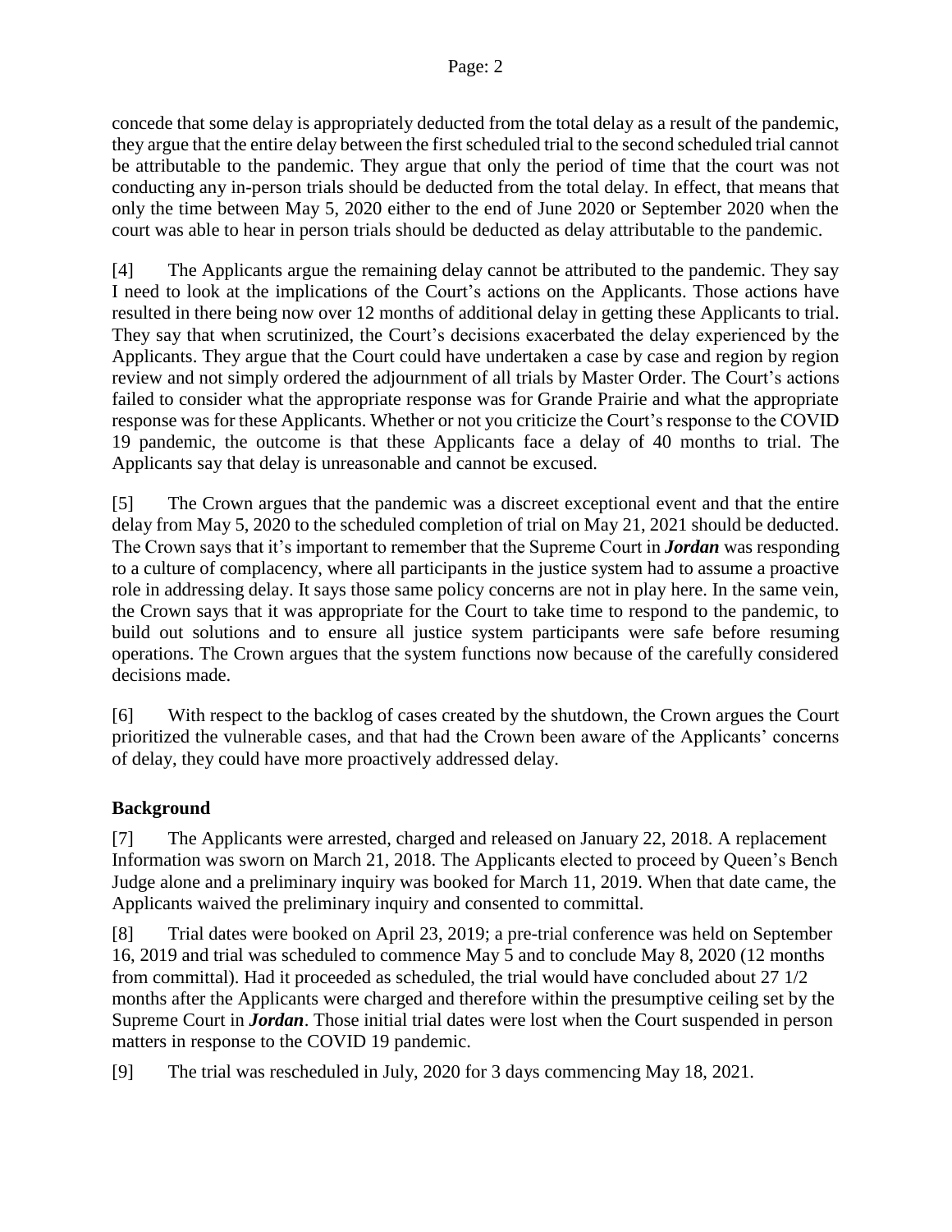concede that some delay is appropriately deducted from the total delay as a result of the pandemic, they argue that the entire delay between the first scheduled trial to the second scheduled trial cannot be attributable to the pandemic. They argue that only the period of time that the court was not conducting any in-person trials should be deducted from the total delay. In effect, that means that only the time between May 5, 2020 either to the end of June 2020 or September 2020 when the court was able to hear in person trials should be deducted as delay attributable to the pandemic.

[4] The Applicants argue the remaining delay cannot be attributed to the pandemic. They say I need to look at the implications of the Court's actions on the Applicants. Those actions have resulted in there being now over 12 months of additional delay in getting these Applicants to trial. They say that when scrutinized, the Court's decisions exacerbated the delay experienced by the Applicants. They argue that the Court could have undertaken a case by case and region by region review and not simply ordered the adjournment of all trials by Master Order. The Court's actions failed to consider what the appropriate response was for Grande Prairie and what the appropriate response was for these Applicants. Whether or not you criticize the Court's response to the COVID 19 pandemic, the outcome is that these Applicants face a delay of 40 months to trial. The Applicants say that delay is unreasonable and cannot be excused.

[5] The Crown argues that the pandemic was a discreet exceptional event and that the entire delay from May 5, 2020 to the scheduled completion of trial on May 21, 2021 should be deducted. The Crown says that it's important to remember that the Supreme Court in ***Jordan*** was responding to a culture of complacency, where all participants in the justice system had to assume a proactive role in addressing delay. It says those same policy concerns are not in play here. In the same vein, the Crown says that it was appropriate for the Court to take time to respond to the pandemic, to build out solutions and to ensure all justice system participants were safe before resuming operations. The Crown argues that the system functions now because of the carefully considered decisions made.

[6] With respect to the backlog of cases created by the shutdown, the Crown argues the Court prioritized the vulnerable cases, and that had the Crown been aware of the Applicants' concerns of delay, they could have more proactively addressed delay.

## Background

[7] The Applicants were arrested, charged and released on January 22, 2018. A replacement Information was sworn on March 21, 2018. The Applicants elected to proceed by Queen's Bench Judge alone and a preliminary inquiry was booked for March 11, 2019. When that date came, the Applicants waived the preliminary inquiry and consented to committal.

[8] Trial dates were booked on April 23, 2019; a pre-trial conference was held on September 16, 2019 and trial was scheduled to commence May 5 and to conclude May 8, 2020 (12 months from committal). Had it proceeded as scheduled, the trial would have concluded about 27 1/2 months after the Applicants were charged and therefore within the presumptive ceiling set by the Supreme Court in ***Jordan***. Those initial trial dates were lost when the Court suspended in person matters in response to the COVID 19 pandemic.

[9] The trial was rescheduled in July, 2020 for 3 days commencing May 18, 2021.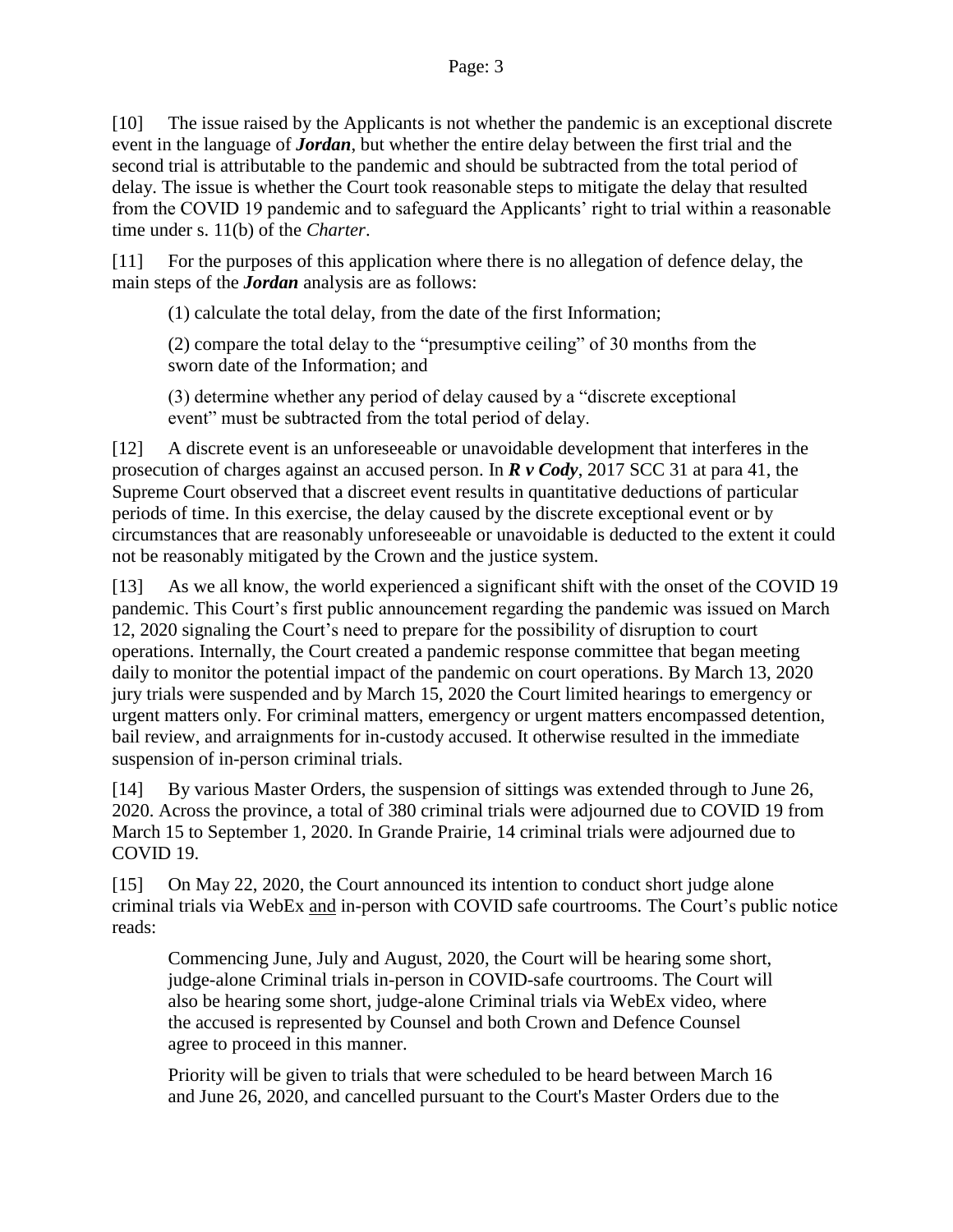[10] The issue raised by the Applicants is not whether the pandemic is an exceptional discrete event in the language of ***Jordan***, but whether the entire delay between the first trial and the second trial is attributable to the pandemic and should be subtracted from the total period of delay. The issue is whether the Court took reasonable steps to mitigate the delay that resulted from the COVID 19 pandemic and to safeguard the Applicants' right to trial within a reasonable time under s. 11(b) of the *Charter*.

[11] For the purposes of this application where there is no allegation of defence delay, the main steps of the ***Jordan*** analysis are as follows:

> (1) calculate the total delay, from the date of the first Information;
>
> (2) compare the total delay to the "presumptive ceiling" of 30 months from the sworn date of the Information; and
>
> (3) determine whether any period of delay caused by a "discrete exceptional event" must be subtracted from the total period of delay.

[12] A discrete event is an unforeseeable or unavoidable development that interferes in the prosecution of charges against an accused person. In ***R v Cody***, 2017 SCC 31 at para 41, the Supreme Court observed that a discreet event results in quantitative deductions of particular periods of time. In this exercise, the delay caused by the discrete exceptional event or by circumstances that are reasonably unforeseeable or unavoidable is deducted to the extent it could not be reasonably mitigated by the Crown and the justice system.

[13] As we all know, the world experienced a significant shift with the onset of the COVID 19 pandemic. This Court's first public announcement regarding the pandemic was issued on March 12, 2020 signaling the Court's need to prepare for the possibility of disruption to court operations. Internally, the Court created a pandemic response committee that began meeting daily to monitor the potential impact of the pandemic on court operations. By March 13, 2020 jury trials were suspended and by March 15, 2020 the Court limited hearings to emergency or urgent matters only. For criminal matters, emergency or urgent matters encompassed detention, bail review, and arraignments for in-custody accused. It otherwise resulted in the immediate suspension of in-person criminal trials.

[14] By various Master Orders, the suspension of sittings was extended through to June 26, 2020. Across the province, a total of 380 criminal trials were adjourned due to COVID 19 from March 15 to September 1, 2020. In Grande Prairie, 14 criminal trials were adjourned due to COVID 19.

[15] On May 22, 2020, the Court announced its intention to conduct short judge alone criminal trials via WebEx <u>and</u> in-person with COVID safe courtrooms. The Court's public notice reads:

> Commencing June, July and August, 2020, the Court will be hearing some short, judge-alone Criminal trials in-person in COVID-safe courtrooms. The Court will also be hearing some short, judge-alone Criminal trials via WebEx video, where the accused is represented by Counsel and both Crown and Defence Counsel agree to proceed in this manner.
>
> Priority will be given to trials that were scheduled to be heard between March 16 and June 26, 2020, and cancelled pursuant to the Court's Master Orders due to the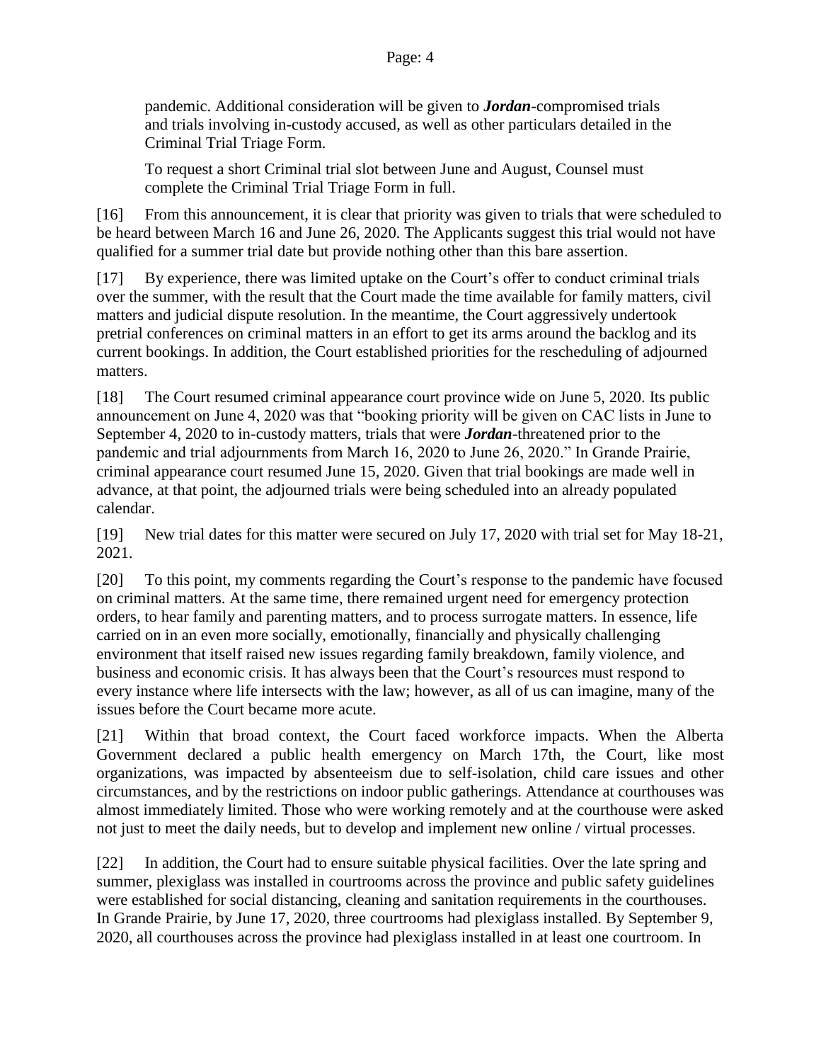pandemic. Additional consideration will be given to ***Jordan***-compromised trials and trials involving in-custody accused, as well as other particulars detailed in the Criminal Trial Triage Form.

To request a short Criminal trial slot between June and August, Counsel must complete the Criminal Trial Triage Form in full.

[16] From this announcement, it is clear that priority was given to trials that were scheduled to be heard between March 16 and June 26, 2020. The Applicants suggest this trial would not have qualified for a summer trial date but provide nothing other than this bare assertion.

[17] By experience, there was limited uptake on the Court's offer to conduct criminal trials over the summer, with the result that the Court made the time available for family matters, civil matters and judicial dispute resolution. In the meantime, the Court aggressively undertook pretrial conferences on criminal matters in an effort to get its arms around the backlog and its current bookings. In addition, the Court established priorities for the rescheduling of adjourned matters.

[18] The Court resumed criminal appearance court province wide on June 5, 2020. Its public announcement on June 4, 2020 was that "booking priority will be given on CAC lists in June to September 4, 2020 to in-custody matters, trials that were ***Jordan***-threatened prior to the pandemic and trial adjournments from March 16, 2020 to June 26, 2020." In Grande Prairie, criminal appearance court resumed June 15, 2020. Given that trial bookings are made well in advance, at that point, the adjourned trials were being scheduled into an already populated calendar.

[19] New trial dates for this matter were secured on July 17, 2020 with trial set for May 18-21, 2021.

[20] To this point, my comments regarding the Court's response to the pandemic have focused on criminal matters. At the same time, there remained urgent need for emergency protection orders, to hear family and parenting matters, and to process surrogate matters. In essence, life carried on in an even more socially, emotionally, financially and physically challenging environment that itself raised new issues regarding family breakdown, family violence, and business and economic crisis. It has always been that the Court's resources must respond to every instance where life intersects with the law; however, as all of us can imagine, many of the issues before the Court became more acute.

[21] Within that broad context, the Court faced workforce impacts. When the Alberta Government declared a public health emergency on March 17th, the Court, like most organizations, was impacted by absenteeism due to self-isolation, child care issues and other circumstances, and by the restrictions on indoor public gatherings. Attendance at courthouses was almost immediately limited. Those who were working remotely and at the courthouse were asked not just to meet the daily needs, but to develop and implement new online / virtual processes.

[22] In addition, the Court had to ensure suitable physical facilities. Over the late spring and summer, plexiglass was installed in courtrooms across the province and public safety guidelines were established for social distancing, cleaning and sanitation requirements in the courthouses. In Grande Prairie, by June 17, 2020, three courtrooms had plexiglass installed. By September 9, 2020, all courthouses across the province had plexiglass installed in at least one courtroom. In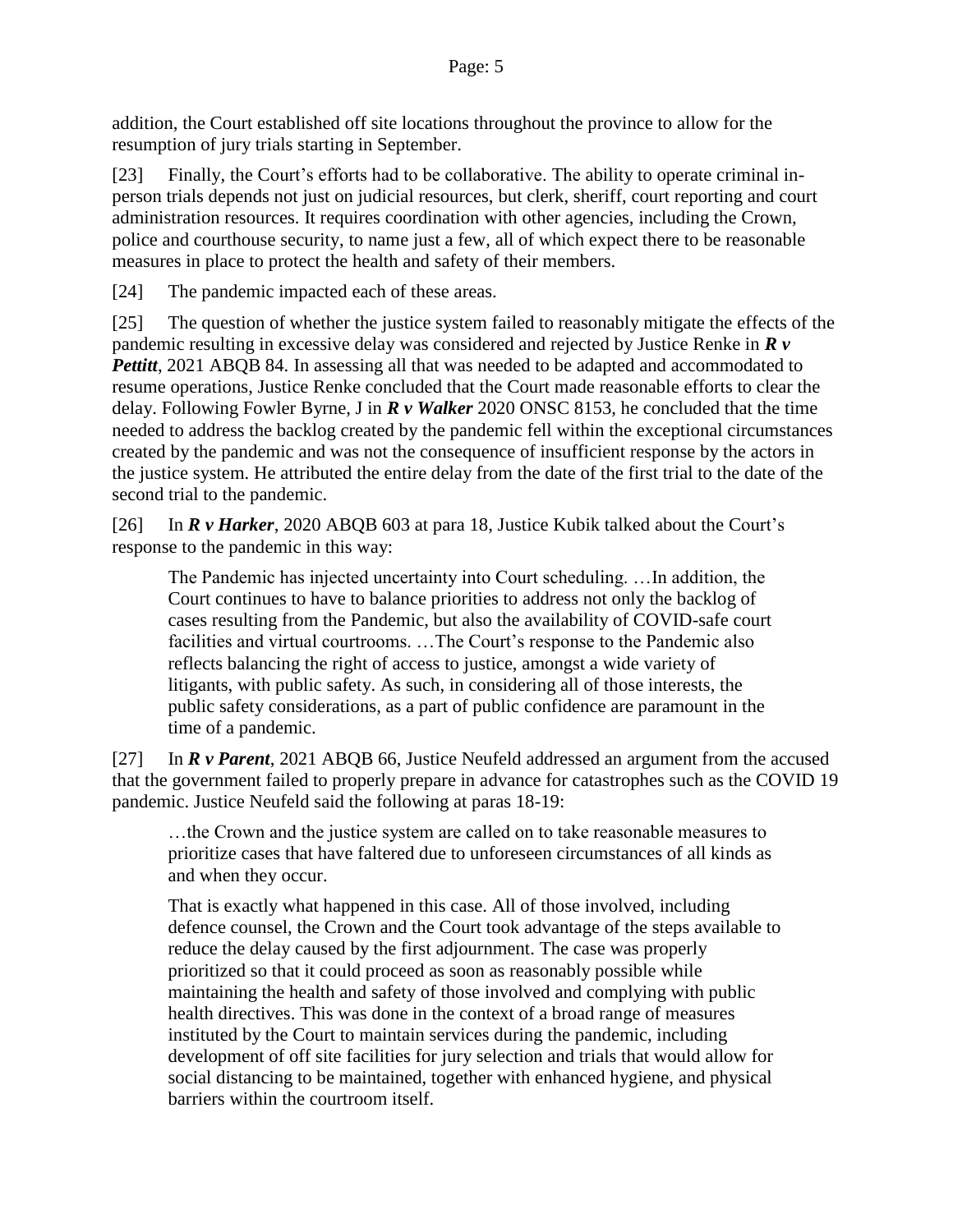addition, the Court established off site locations throughout the province to allow for the resumption of jury trials starting in September.

[23] Finally, the Court's efforts had to be collaborative. The ability to operate criminal in-person trials depends not just on judicial resources, but clerk, sheriff, court reporting and court administration resources. It requires coordination with other agencies, including the Crown, police and courthouse security, to name just a few, all of which expect there to be reasonable measures in place to protect the health and safety of their members.

[24] The pandemic impacted each of these areas.

[25] The question of whether the justice system failed to reasonably mitigate the effects of the pandemic resulting in excessive delay was considered and rejected by Justice Renke in ***R v Pettitt***, 2021 ABQB 84. In assessing all that was needed to be adapted and accommodated to resume operations, Justice Renke concluded that the Court made reasonable efforts to clear the delay. Following Fowler Byrne, J in ***R v Walker*** 2020 ONSC 8153, he concluded that the time needed to address the backlog created by the pandemic fell within the exceptional circumstances created by the pandemic and was not the consequence of insufficient response by the actors in the justice system. He attributed the entire delay from the date of the first trial to the date of the second trial to the pandemic.

[26] In ***R v Harker***, 2020 ABQB 603 at para 18, Justice Kubik talked about the Court's response to the pandemic in this way:

> The Pandemic has injected uncertainty into Court scheduling. …In addition, the Court continues to have to balance priorities to address not only the backlog of cases resulting from the Pandemic, but also the availability of COVID-safe court facilities and virtual courtrooms. …The Court's response to the Pandemic also reflects balancing the right of access to justice, amongst a wide variety of litigants, with public safety. As such, in considering all of those interests, the public safety considerations, as a part of public confidence are paramount in the time of a pandemic.

[27] In ***R v Parent***, 2021 ABQB 66, Justice Neufeld addressed an argument from the accused that the government failed to properly prepare in advance for catastrophes such as the COVID 19 pandemic. Justice Neufeld said the following at paras 18-19:

> …the Crown and the justice system are called on to take reasonable measures to prioritize cases that have faltered due to unforeseen circumstances of all kinds as and when they occur.
>
> That is exactly what happened in this case. All of those involved, including defence counsel, the Crown and the Court took advantage of the steps available to reduce the delay caused by the first adjournment. The case was properly prioritized so that it could proceed as soon as reasonably possible while maintaining the health and safety of those involved and complying with public health directives. This was done in the context of a broad range of measures instituted by the Court to maintain services during the pandemic, including development of off site facilities for jury selection and trials that would allow for social distancing to be maintained, together with enhanced hygiene, and physical barriers within the courtroom itself.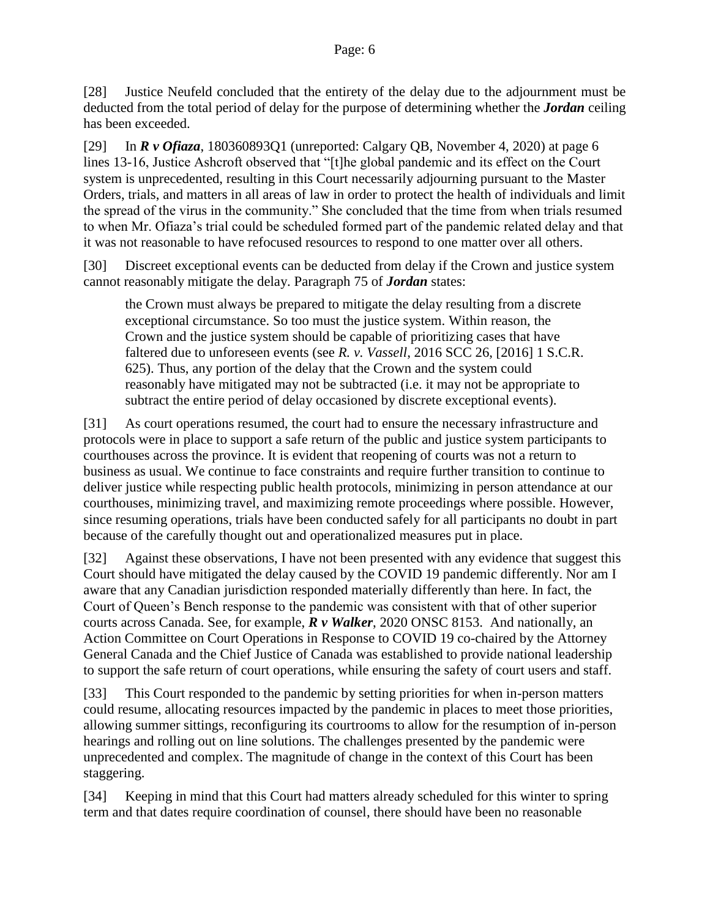[28] Justice Neufeld concluded that the entirety of the delay due to the adjournment must be deducted from the total period of delay for the purpose of determining whether the ***Jordan*** ceiling has been exceeded.

[29] In ***R v Ofiaza***, 180360893Q1 (unreported: Calgary QB, November 4, 2020) at page 6 lines 13-16, Justice Ashcroft observed that "[t]he global pandemic and its effect on the Court system is unprecedented, resulting in this Court necessarily adjourning pursuant to the Master Orders, trials, and matters in all areas of law in order to protect the health of individuals and limit the spread of the virus in the community." She concluded that the time from when trials resumed to when Mr. Ofiaza's trial could be scheduled formed part of the pandemic related delay and that it was not reasonable to have refocused resources to respond to one matter over all others.

[30] Discreet exceptional events can be deducted from delay if the Crown and justice system cannot reasonably mitigate the delay. Paragraph 75 of ***Jordan*** states:

> the Crown must always be prepared to mitigate the delay resulting from a discrete exceptional circumstance. So too must the justice system. Within reason, the Crown and the justice system should be capable of prioritizing cases that have faltered due to unforeseen events (see *R. v. Vassell*, 2016 SCC 26, [2016] 1 S.C.R. 625). Thus, any portion of the delay that the Crown and the system could reasonably have mitigated may not be subtracted (i.e. it may not be appropriate to subtract the entire period of delay occasioned by discrete exceptional events).

[31] As court operations resumed, the court had to ensure the necessary infrastructure and protocols were in place to support a safe return of the public and justice system participants to courthouses across the province. It is evident that reopening of courts was not a return to business as usual. We continue to face constraints and require further transition to continue to deliver justice while respecting public health protocols, minimizing in person attendance at our courthouses, minimizing travel, and maximizing remote proceedings where possible. However, since resuming operations, trials have been conducted safely for all participants no doubt in part because of the carefully thought out and operationalized measures put in place.

[32] Against these observations, I have not been presented with any evidence that suggest this Court should have mitigated the delay caused by the COVID 19 pandemic differently. Nor am I aware that any Canadian jurisdiction responded materially differently than here. In fact, the Court of Queen's Bench response to the pandemic was consistent with that of other superior courts across Canada. See, for example, ***R v Walker***, 2020 ONSC 8153. And nationally, an Action Committee on Court Operations in Response to COVID 19 co-chaired by the Attorney General Canada and the Chief Justice of Canada was established to provide national leadership to support the safe return of court operations, while ensuring the safety of court users and staff.

[33] This Court responded to the pandemic by setting priorities for when in-person matters could resume, allocating resources impacted by the pandemic in places to meet those priorities, allowing summer sittings, reconfiguring its courtrooms to allow for the resumption of in-person hearings and rolling out on line solutions. The challenges presented by the pandemic were unprecedented and complex. The magnitude of change in the context of this Court has been staggering.

[34] Keeping in mind that this Court had matters already scheduled for this winter to spring term and that dates require coordination of counsel, there should have been no reasonable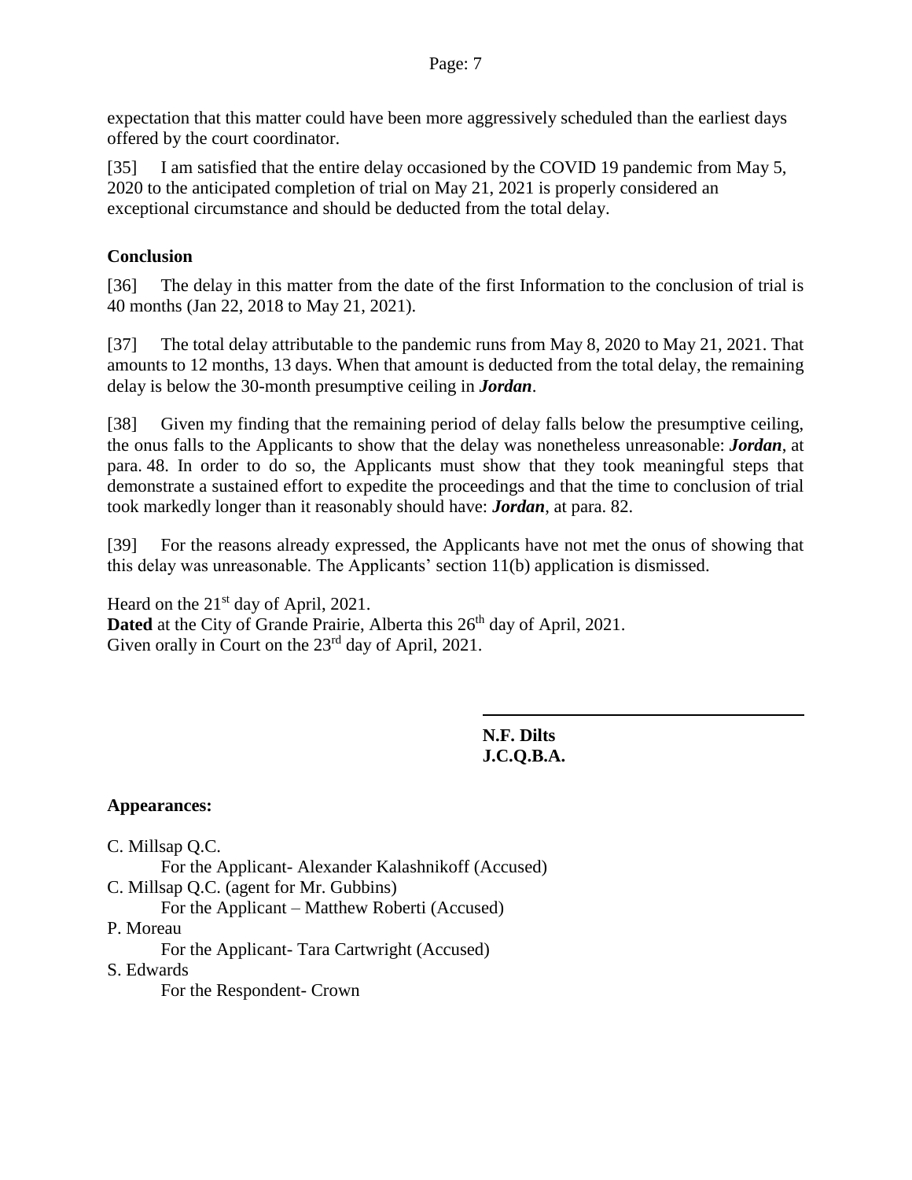expectation that this matter could have been more aggressively scheduled than the earliest days offered by the court coordinator.

[35] I am satisfied that the entire delay occasioned by the COVID 19 pandemic from May 5, 2020 to the anticipated completion of trial on May 21, 2021 is properly considered an exceptional circumstance and should be deducted from the total delay.

## Conclusion

[36] The delay in this matter from the date of the first Information to the conclusion of trial is 40 months (Jan 22, 2018 to May 21, 2021).

[37] The total delay attributable to the pandemic runs from May 8, 2020 to May 21, 2021. That amounts to 12 months, 13 days. When that amount is deducted from the total delay, the remaining delay is below the 30-month presumptive ceiling in ***Jordan***.

[38] Given my finding that the remaining period of delay falls below the presumptive ceiling, the onus falls to the Applicants to show that the delay was nonetheless unreasonable: ***Jordan***, at para. 48. In order to do so, the Applicants must show that they took meaningful steps that demonstrate a sustained effort to expedite the proceedings and that the time to conclusion of trial took markedly longer than it reasonably should have: ***Jordan***, at para. 82.

[39] For the reasons already expressed, the Applicants have not met the onus of showing that this delay was unreasonable. The Applicants' section 11(b) application is dismissed.

Heard on the 21st day of April, 2021.
**Dated** at the City of Grande Prairie, Alberta this 26th day of April, 2021.
Given orally in Court on the 23rd day of April, 2021.

**N.F. Dilts**
**J.C.Q.B.A.**

## Appearances:

C. Millsap Q.C.
For the Applicant- Alexander Kalashnikoff (Accused)

C. Millsap Q.C. (agent for Mr. Gubbins)
For the Applicant – Matthew Roberti (Accused)

P. Moreau
For the Applicant- Tara Cartwright (Accused)

S. Edwards
For the Respondent- Crown